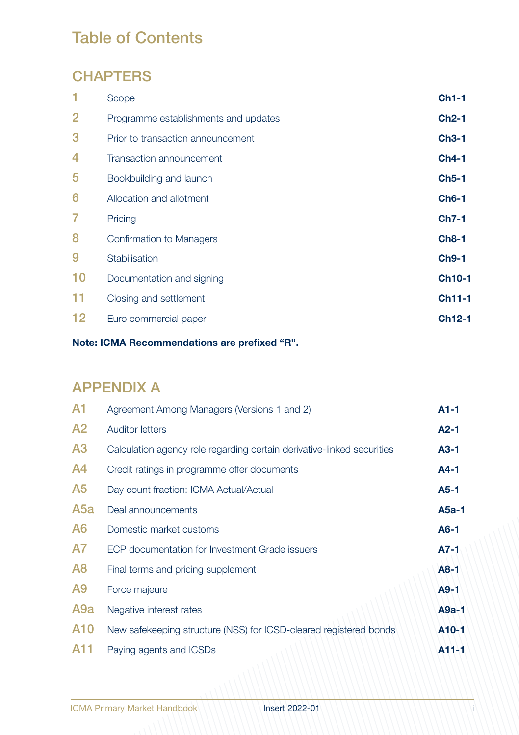# Table of Contents

## CHAPTERS

| | | |
|---|---|---|
| 1 | Scope | **Ch1-1** |
| 2 | Programme establishments and updates | **Ch2-1** |
| 3 | Prior to transaction announcement | **Ch3-1** |
| 4 | Transaction announcement | **Ch4-1** |
| 5 | Bookbuilding and launch | **Ch5-1** |
| 6 | Allocation and allotment | **Ch6-1** |
| 7 | Pricing | **Ch7-1** |
| 8 | Confirmation to Managers | **Ch8-1** |
| 9 | Stabilisation | **Ch9-1** |
| 10 | Documentation and signing | **Ch10-1** |
| 11 | Closing and settlement | **Ch11-1** |
| 12 | Euro commercial paper | **Ch12-1** |

**Note: ICMA Recommendations are prefixed "R".**

## APPENDIX A

| | | |
|---|---|---|
| A1 | Agreement Among Managers (Versions 1 and 2) | **A1-1** |
| A2 | Auditor letters | **A2-1** |
| A3 | Calculation agency role regarding certain derivative-linked securities | **A3-1** |
| A4 | Credit ratings in programme offer documents | **A4-1** |
| A5 | Day count fraction: ICMA Actual/Actual | **A5-1** |
| A5a | Deal announcements | **A5a-1** |
| A6 | Domestic market customs | **A6-1** |
| A7 | ECP documentation for Investment Grade issuers | **A7-1** |
| A8 | Final terms and pricing supplement | **A8-1** |
| A9 | Force majeure | **A9-1** |
| A9a | Negative interest rates | **A9a-1** |
| A10 | New safekeeping structure (NSS) for ICSD-cleared registered bonds | **A10-1** |
| A11 | Paying agents and ICSDs | **A11-1** |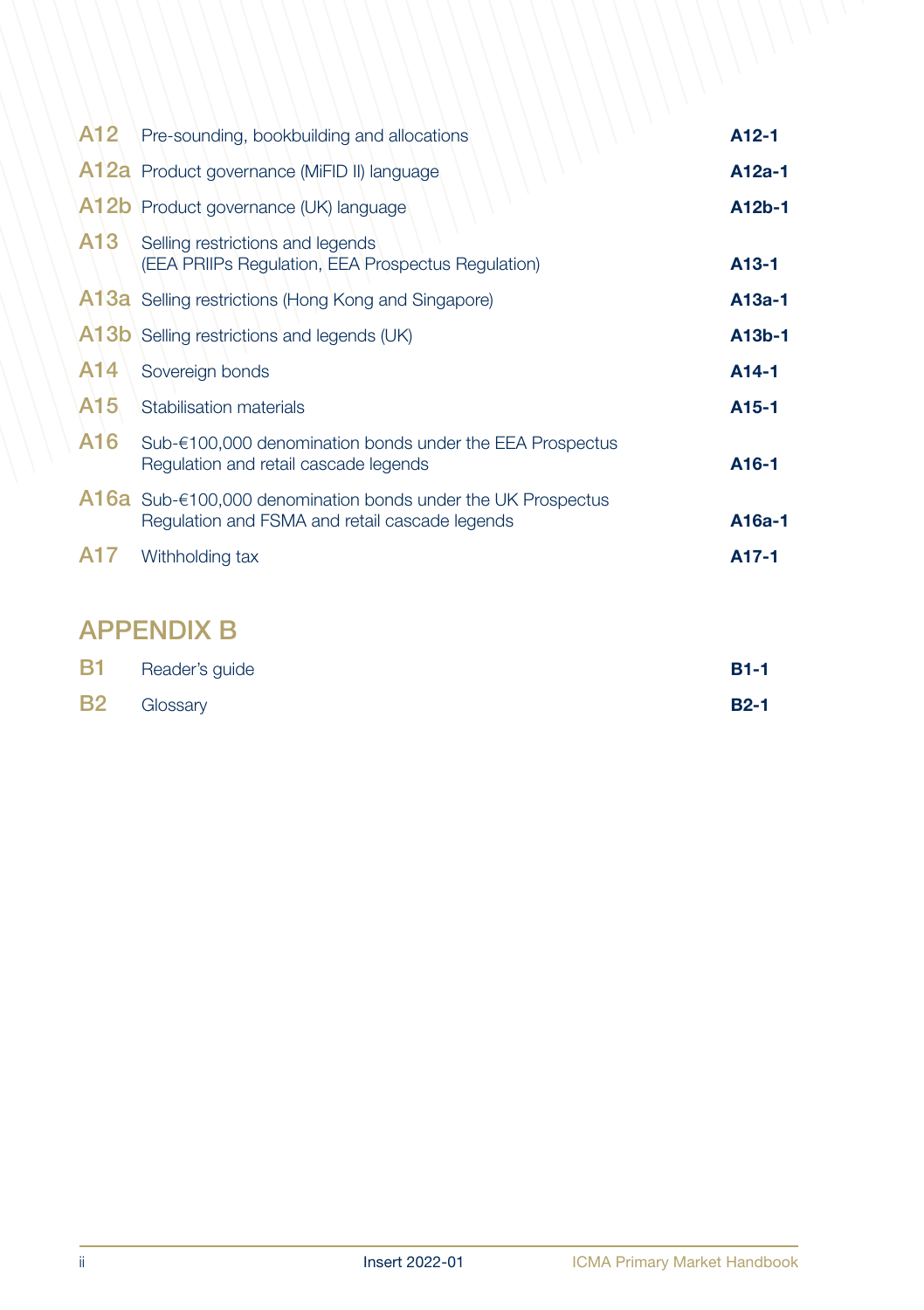| | | |
|---|---|---|
| A12 | Pre-sounding, bookbuilding and allocations | A12-1 |
| A12a | Product governance (MiFID II) language | A12a-1 |
| A12b | Product governance (UK) language | A12b-1 |
| A13 | Selling restrictions and legends (EEA PRIIPs Regulation, EEA Prospectus Regulation) | A13-1 |
| A13a | Selling restrictions (Hong Kong and Singapore) | A13a-1 |
| A13b | Selling restrictions and legends (UK) | A13b-1 |
| A14 | Sovereign bonds | A14-1 |
| A15 | Stabilisation materials | A15-1 |
| A16 | Sub-€100,000 denomination bonds under the EEA Prospectus Regulation and retail cascade legends | A16-1 |
| A16a | Sub-€100,000 denomination bonds under the UK Prospectus Regulation and FSMA and retail cascade legends | A16a-1 |
| A17 | Withholding tax | A17-1 |

## APPENDIX B

| | | |
|---|---|---|
| B1 | Reader's guide | B1-1 |
| B2 | Glossary | B2-1 |